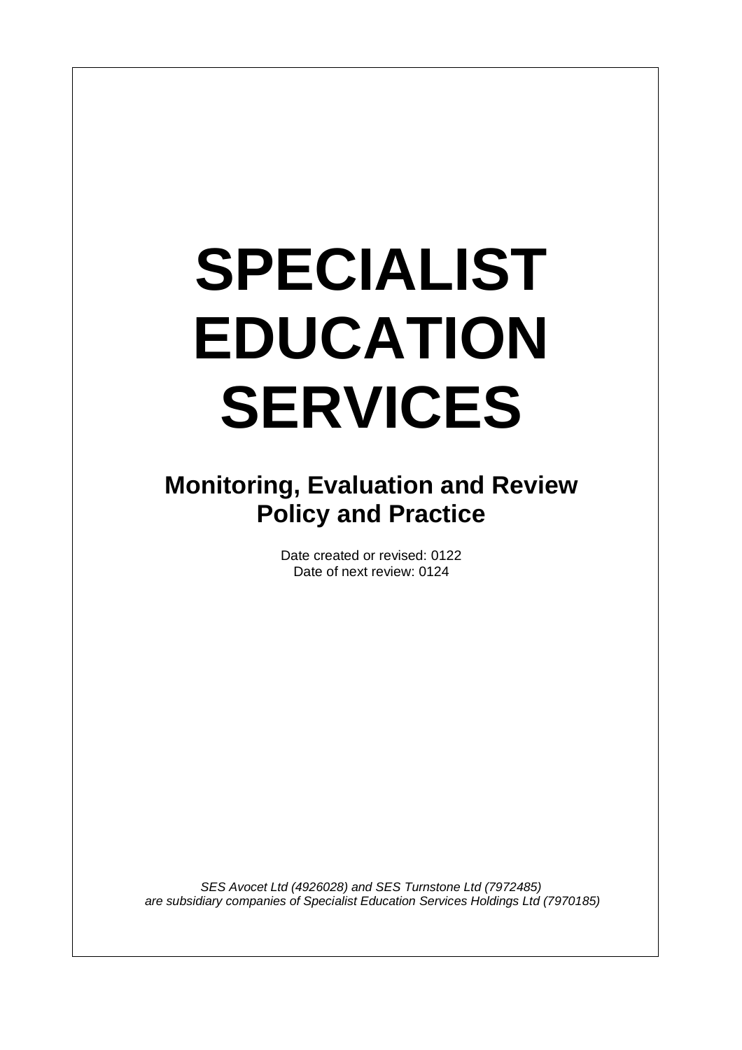# SPECIALIST EDUCATION SERVICES

## Monitoring, Evaluation and Review Policy and Practice

Date created or revised: 0122
Date of next review: 0124

*SES Avocet Ltd (4926028) and SES Turnstone Ltd (7972485) are subsidiary companies of Specialist Education Services Holdings Ltd (7970185)*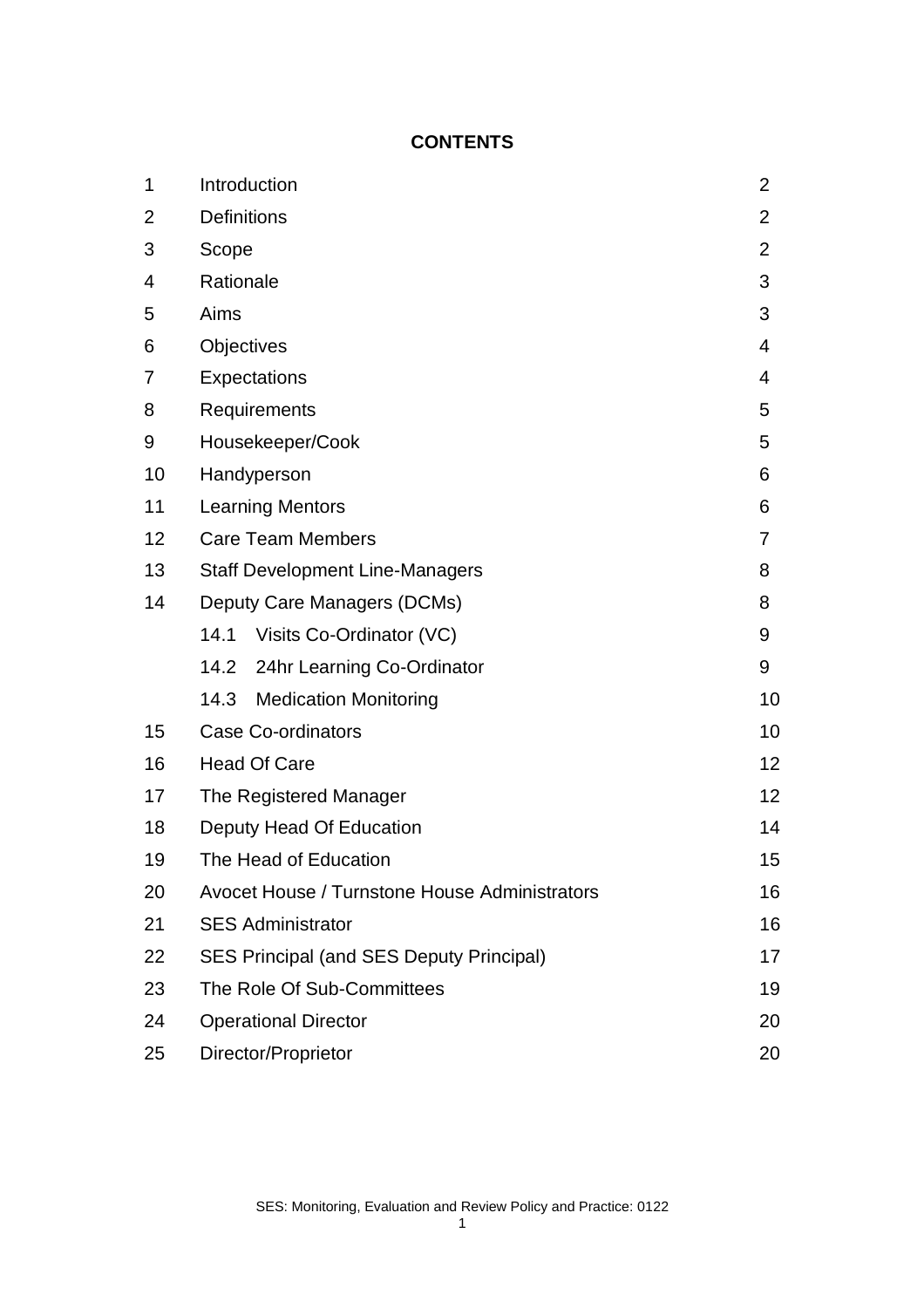**CONTENTS**

| | | |
|---|---|---|
| 1 | Introduction | 2 |
| 2 | Definitions | 2 |
| 3 | Scope | 2 |
| 4 | Rationale | 3 |
| 5 | Aims | 3 |
| 6 | Objectives | 4 |
| 7 | Expectations | 4 |
| 8 | Requirements | 5 |
| 9 | Housekeeper/Cook | 5 |
| 10 | Handyperson | 6 |
| 11 | Learning Mentors | 6 |
| 12 | Care Team Members | 7 |
| 13 | Staff Development Line-Managers | 8 |
| 14 | Deputy Care Managers (DCMs) | 8 |
| | 14.1 Visits Co-Ordinator (VC) | 9 |
| | 14.2 24hr Learning Co-Ordinator | 9 |
| | 14.3 Medication Monitoring | 10 |
| 15 | Case Co-ordinators | 10 |
| 16 | Head Of Care | 12 |
| 17 | The Registered Manager | 12 |
| 18 | Deputy Head Of Education | 14 |
| 19 | The Head of Education | 15 |
| 20 | Avocet House / Turnstone House Administrators | 16 |
| 21 | SES Administrator | 16 |
| 22 | SES Principal (and SES Deputy Principal) | 17 |
| 23 | The Role Of Sub-Committees | 19 |
| 24 | Operational Director | 20 |
| 25 | Director/Proprietor | 20 |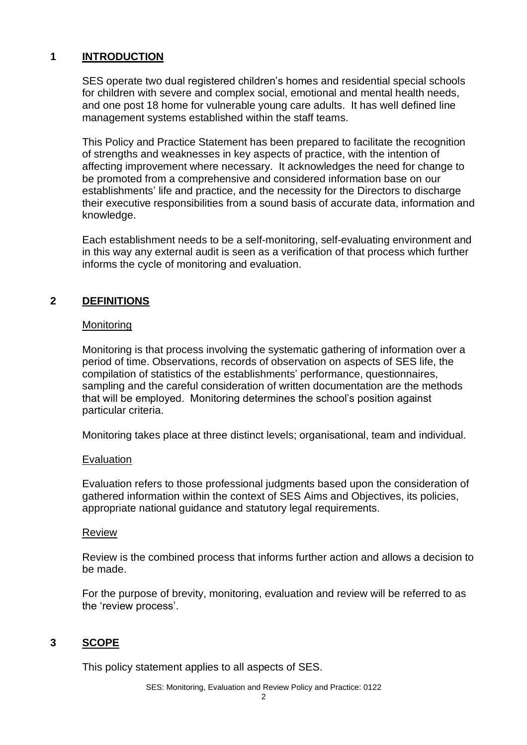## 1 INTRODUCTION

SES operate two dual registered children's homes and residential special schools for children with severe and complex social, emotional and mental health needs, and one post 18 home for vulnerable young care adults. It has well defined line management systems established within the staff teams.

This Policy and Practice Statement has been prepared to facilitate the recognition of strengths and weaknesses in key aspects of practice, with the intention of affecting improvement where necessary. It acknowledges the need for change to be promoted from a comprehensive and considered information base on our establishments' life and practice, and the necessity for the Directors to discharge their executive responsibilities from a sound basis of accurate data, information and knowledge.

Each establishment needs to be a self-monitoring, self-evaluating environment and in this way any external audit is seen as a verification of that process which further informs the cycle of monitoring and evaluation.

## 2 DEFINITIONS

### Monitoring

Monitoring is that process involving the systematic gathering of information over a period of time. Observations, records of observation on aspects of SES life, the compilation of statistics of the establishments' performance, questionnaires, sampling and the careful consideration of written documentation are the methods that will be employed. Monitoring determines the school's position against particular criteria.

Monitoring takes place at three distinct levels; organisational, team and individual.

### Evaluation

Evaluation refers to those professional judgments based upon the consideration of gathered information within the context of SES Aims and Objectives, its policies, appropriate national guidance and statutory legal requirements.

### Review

Review is the combined process that informs further action and allows a decision to be made.

For the purpose of brevity, monitoring, evaluation and review will be referred to as the 'review process'.

## 3 SCOPE

This policy statement applies to all aspects of SES.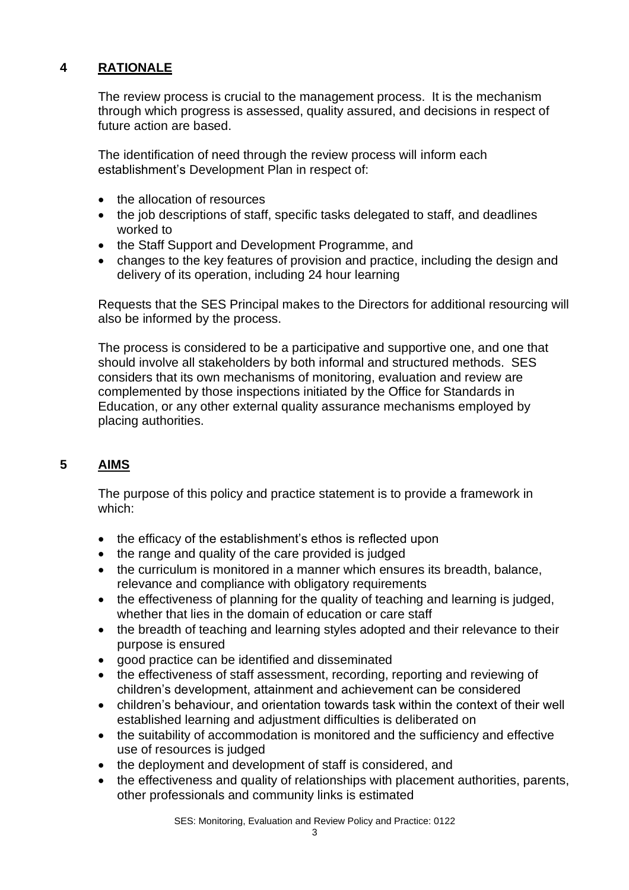## 4 RATIONALE

The review process is crucial to the management process. It is the mechanism through which progress is assessed, quality assured, and decisions in respect of future action are based.

The identification of need through the review process will inform each establishment's Development Plan in respect of:

- the allocation of resources
- the job descriptions of staff, specific tasks delegated to staff, and deadlines worked to
- the Staff Support and Development Programme, and
- changes to the key features of provision and practice, including the design and delivery of its operation, including 24 hour learning

Requests that the SES Principal makes to the Directors for additional resourcing will also be informed by the process.

The process is considered to be a participative and supportive one, and one that should involve all stakeholders by both informal and structured methods. SES considers that its own mechanisms of monitoring, evaluation and review are complemented by those inspections initiated by the Office for Standards in Education, or any other external quality assurance mechanisms employed by placing authorities.

## 5 AIMS

The purpose of this policy and practice statement is to provide a framework in which:

- the efficacy of the establishment's ethos is reflected upon
- the range and quality of the care provided is judged
- the curriculum is monitored in a manner which ensures its breadth, balance, relevance and compliance with obligatory requirements
- the effectiveness of planning for the quality of teaching and learning is judged, whether that lies in the domain of education or care staff
- the breadth of teaching and learning styles adopted and their relevance to their purpose is ensured
- good practice can be identified and disseminated
- the effectiveness of staff assessment, recording, reporting and reviewing of children's development, attainment and achievement can be considered
- children's behaviour, and orientation towards task within the context of their well established learning and adjustment difficulties is deliberated on
- the suitability of accommodation is monitored and the sufficiency and effective use of resources is judged
- the deployment and development of staff is considered, and
- the effectiveness and quality of relationships with placement authorities, parents, other professionals and community links is estimated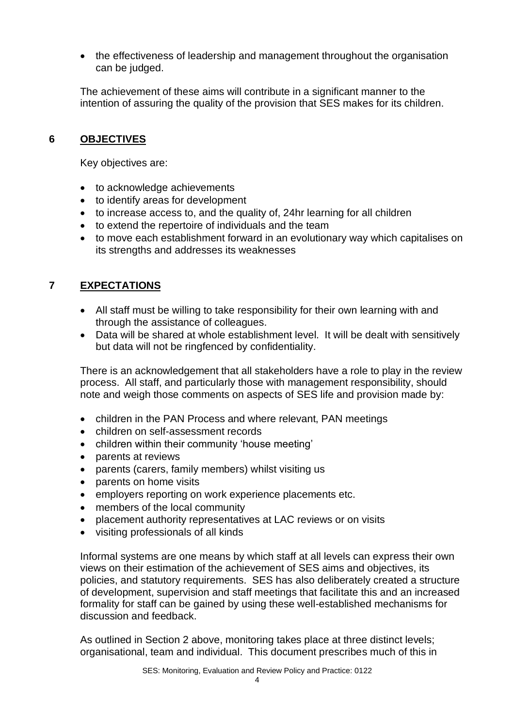- the effectiveness of leadership and management throughout the organisation can be judged.

The achievement of these aims will contribute in a significant manner to the intention of assuring the quality of the provision that SES makes for its children.

## 6 OBJECTIVES

Key objectives are:

- to acknowledge achievements
- to identify areas for development
- to increase access to, and the quality of, 24hr learning for all children
- to extend the repertoire of individuals and the team
- to move each establishment forward in an evolutionary way which capitalises on its strengths and addresses its weaknesses

## 7 EXPECTATIONS

- All staff must be willing to take responsibility for their own learning with and through the assistance of colleagues.
- Data will be shared at whole establishment level. It will be dealt with sensitively but data will not be ringfenced by confidentiality.

There is an acknowledgement that all stakeholders have a role to play in the review process. All staff, and particularly those with management responsibility, should note and weigh those comments on aspects of SES life and provision made by:

- children in the PAN Process and where relevant, PAN meetings
- children on self-assessment records
- children within their community 'house meeting'
- parents at reviews
- parents (carers, family members) whilst visiting us
- parents on home visits
- employers reporting on work experience placements etc.
- members of the local community
- placement authority representatives at LAC reviews or on visits
- visiting professionals of all kinds

Informal systems are one means by which staff at all levels can express their own views on their estimation of the achievement of SES aims and objectives, its policies, and statutory requirements. SES has also deliberately created a structure of development, supervision and staff meetings that facilitate this and an increased formality for staff can be gained by using these well-established mechanisms for discussion and feedback.

As outlined in Section 2 above, monitoring takes place at three distinct levels; organisational, team and individual. This document prescribes much of this in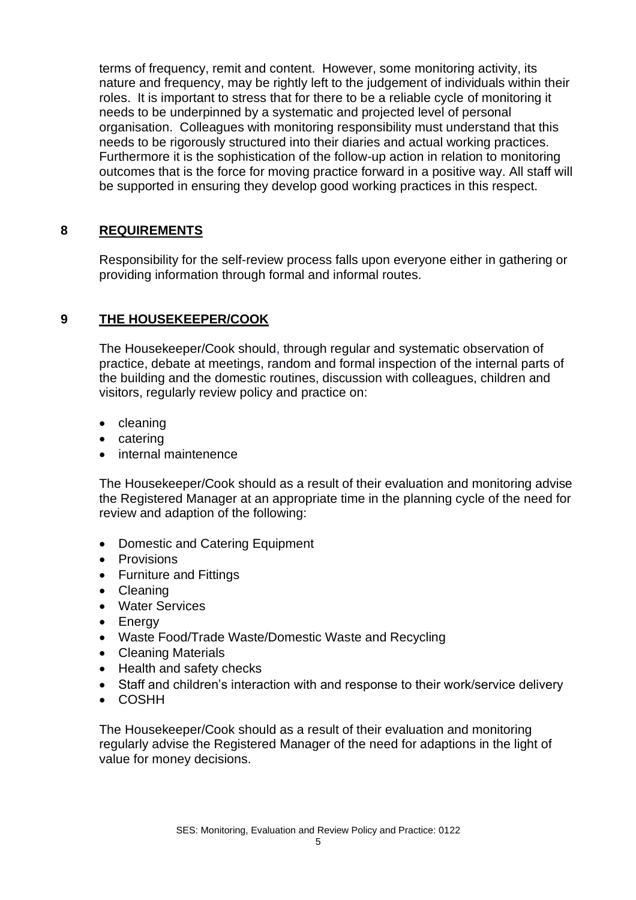terms of frequency, remit and content. However, some monitoring activity, its nature and frequency, may be rightly left to the judgement of individuals within their roles. It is important to stress that for there to be a reliable cycle of monitoring it needs to be underpinned by a systematic and projected level of personal organisation. Colleagues with monitoring responsibility must understand that this needs to be rigorously structured into their diaries and actual working practices. Furthermore it is the sophistication of the follow-up action in relation to monitoring outcomes that is the force for moving practice forward in a positive way. All staff will be supported in ensuring they develop good working practices in this respect.

## 8 REQUIREMENTS

Responsibility for the self-review process falls upon everyone either in gathering or providing information through formal and informal routes.

## 9 THE HOUSEKEEPER/COOK

The Housekeeper/Cook should, through regular and systematic observation of practice, debate at meetings, random and formal inspection of the internal parts of the building and the domestic routines, discussion with colleagues, children and visitors, regularly review policy and practice on:

- cleaning
- catering
- internal maintenence

The Housekeeper/Cook should as a result of their evaluation and monitoring advise the Registered Manager at an appropriate time in the planning cycle of the need for review and adaption of the following:

- Domestic and Catering Equipment
- Provisions
- Furniture and Fittings
- Cleaning
- Water Services
- Energy
- Waste Food/Trade Waste/Domestic Waste and Recycling
- Cleaning Materials
- Health and safety checks
- Staff and children's interaction with and response to their work/service delivery
- COSHH

The Housekeeper/Cook should as a result of their evaluation and monitoring regularly advise the Registered Manager of the need for adaptions in the light of value for money decisions.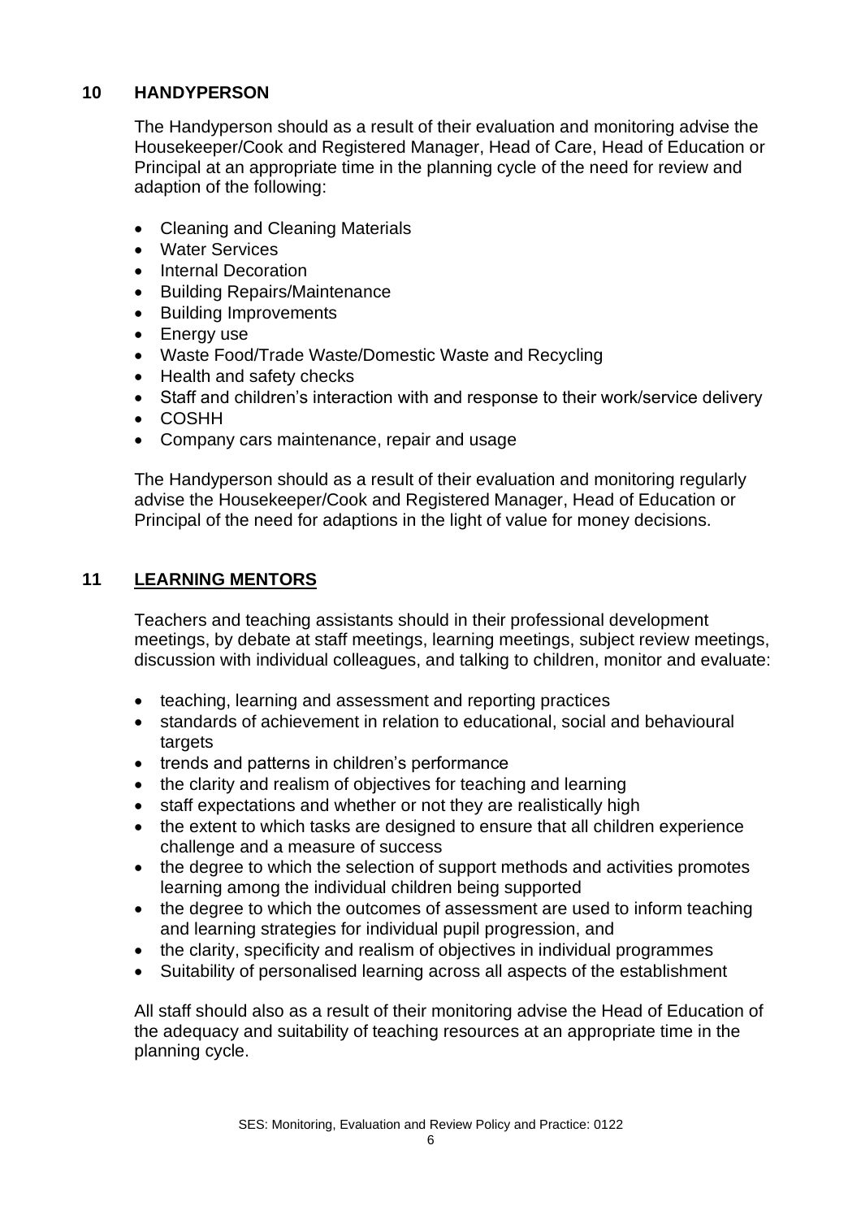## 10 HANDYPERSON

The Handyperson should as a result of their evaluation and monitoring advise the Housekeeper/Cook and Registered Manager, Head of Care, Head of Education or Principal at an appropriate time in the planning cycle of the need for review and adaption of the following:

- Cleaning and Cleaning Materials
- Water Services
- Internal Decoration
- Building Repairs/Maintenance
- Building Improvements
- Energy use
- Waste Food/Trade Waste/Domestic Waste and Recycling
- Health and safety checks
- Staff and children's interaction with and response to their work/service delivery
- COSHH
- Company cars maintenance, repair and usage

The Handyperson should as a result of their evaluation and monitoring regularly advise the Housekeeper/Cook and Registered Manager, Head of Education or Principal of the need for adaptions in the light of value for money decisions.

## 11 LEARNING MENTORS

Teachers and teaching assistants should in their professional development meetings, by debate at staff meetings, learning meetings, subject review meetings, discussion with individual colleagues, and talking to children, monitor and evaluate:

- teaching, learning and assessment and reporting practices
- standards of achievement in relation to educational, social and behavioural targets
- trends and patterns in children's performance
- the clarity and realism of objectives for teaching and learning
- staff expectations and whether or not they are realistically high
- the extent to which tasks are designed to ensure that all children experience challenge and a measure of success
- the degree to which the selection of support methods and activities promotes learning among the individual children being supported
- the degree to which the outcomes of assessment are used to inform teaching and learning strategies for individual pupil progression, and
- the clarity, specificity and realism of objectives in individual programmes
- Suitability of personalised learning across all aspects of the establishment

All staff should also as a result of their monitoring advise the Head of Education of the adequacy and suitability of teaching resources at an appropriate time in the planning cycle.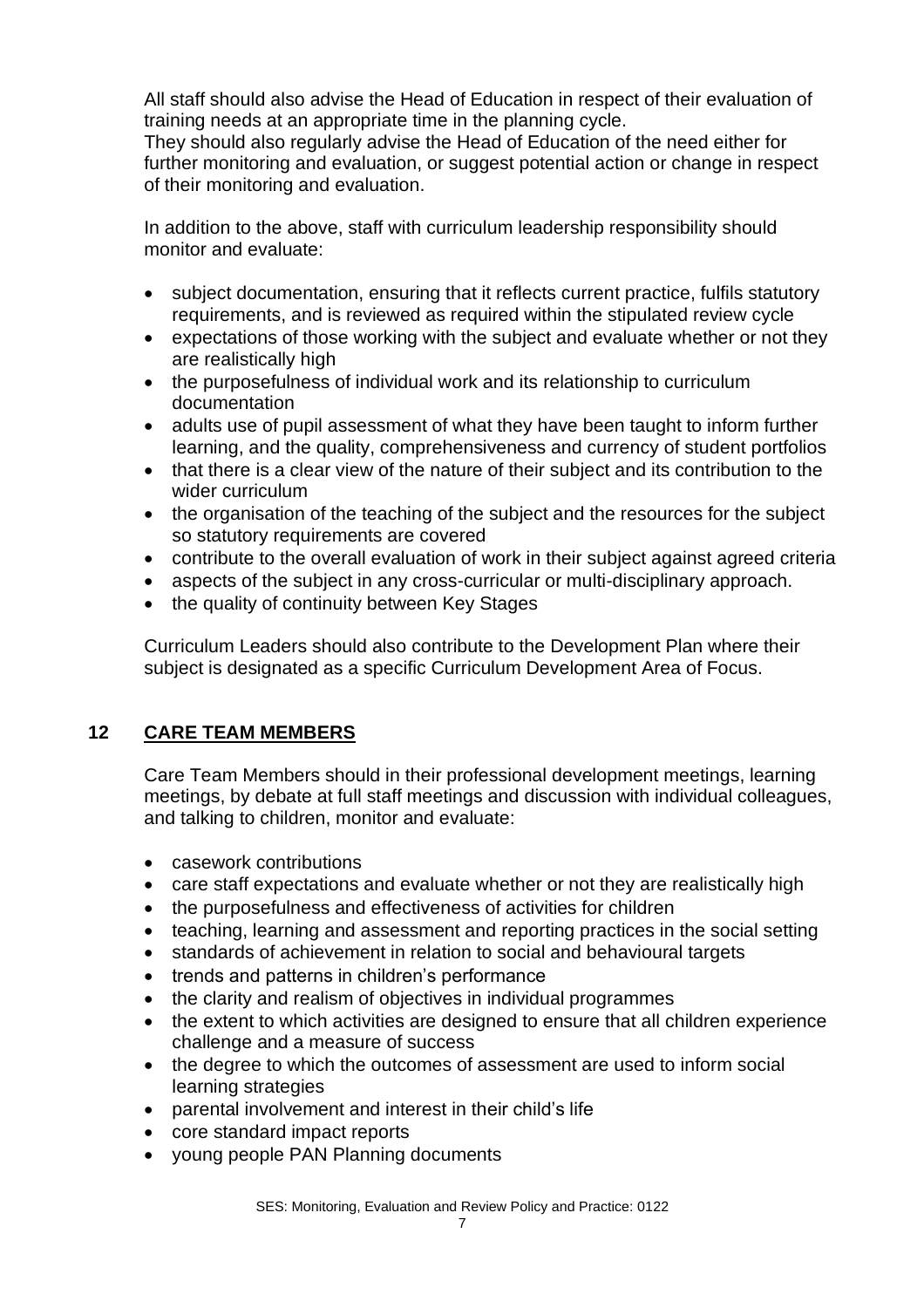All staff should also advise the Head of Education in respect of their evaluation of training needs at an appropriate time in the planning cycle.
They should also regularly advise the Head of Education of the need either for further monitoring and evaluation, or suggest potential action or change in respect of their monitoring and evaluation.

In addition to the above, staff with curriculum leadership responsibility should monitor and evaluate:

- subject documentation, ensuring that it reflects current practice, fulfils statutory requirements, and is reviewed as required within the stipulated review cycle
- expectations of those working with the subject and evaluate whether or not they are realistically high
- the purposefulness of individual work and its relationship to curriculum documentation
- adults use of pupil assessment of what they have been taught to inform further learning, and the quality, comprehensiveness and currency of student portfolios
- that there is a clear view of the nature of their subject and its contribution to the wider curriculum
- the organisation of the teaching of the subject and the resources for the subject so statutory requirements are covered
- contribute to the overall evaluation of work in their subject against agreed criteria
- aspects of the subject in any cross-curricular or multi-disciplinary approach.
- the quality of continuity between Key Stages

Curriculum Leaders should also contribute to the Development Plan where their subject is designated as a specific Curriculum Development Area of Focus.

## 12 CARE TEAM MEMBERS

Care Team Members should in their professional development meetings, learning meetings, by debate at full staff meetings and discussion with individual colleagues, and talking to children, monitor and evaluate:

- casework contributions
- care staff expectations and evaluate whether or not they are realistically high
- the purposefulness and effectiveness of activities for children
- teaching, learning and assessment and reporting practices in the social setting
- standards of achievement in relation to social and behavioural targets
- trends and patterns in children's performance
- the clarity and realism of objectives in individual programmes
- the extent to which activities are designed to ensure that all children experience challenge and a measure of success
- the degree to which the outcomes of assessment are used to inform social learning strategies
- parental involvement and interest in their child's life
- core standard impact reports
- young people PAN Planning documents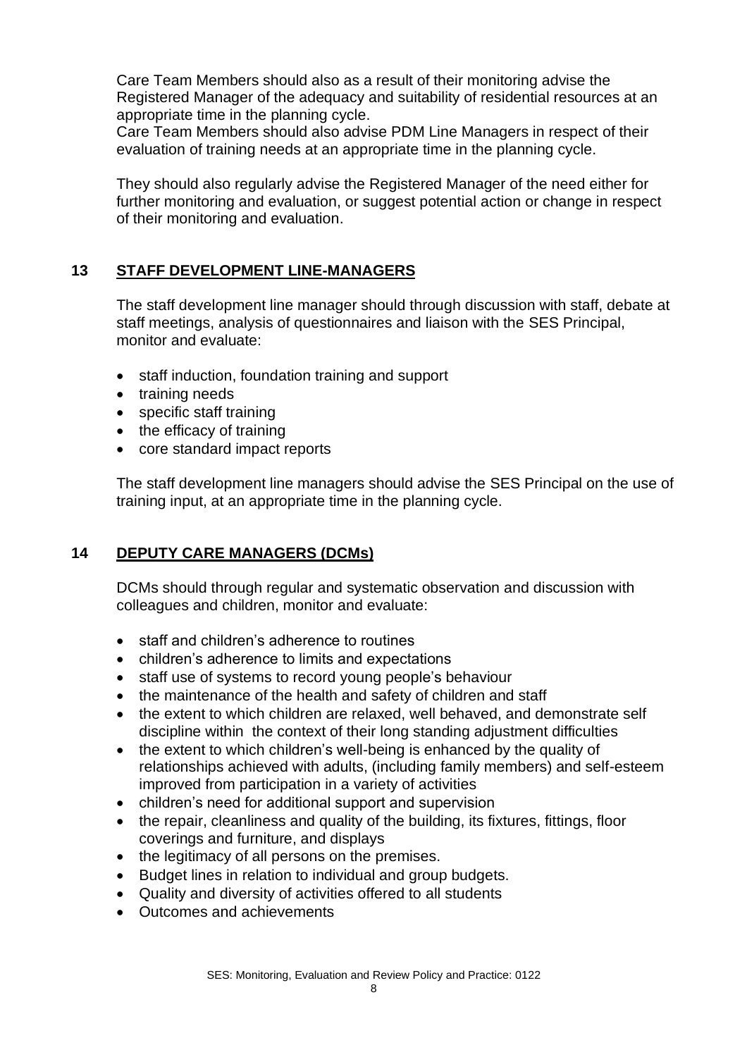Care Team Members should also as a result of their monitoring advise the Registered Manager of the adequacy and suitability of residential resources at an appropriate time in the planning cycle.
Care Team Members should also advise PDM Line Managers in respect of their evaluation of training needs at an appropriate time in the planning cycle.

They should also regularly advise the Registered Manager of the need either for further monitoring and evaluation, or suggest potential action or change in respect of their monitoring and evaluation.

## 13 STAFF DEVELOPMENT LINE-MANAGERS

The staff development line manager should through discussion with staff, debate at staff meetings, analysis of questionnaires and liaison with the SES Principal, monitor and evaluate:

- staff induction, foundation training and support
- training needs
- specific staff training
- the efficacy of training
- core standard impact reports

The staff development line managers should advise the SES Principal on the use of training input, at an appropriate time in the planning cycle.

## 14 DEPUTY CARE MANAGERS (DCMs)

DCMs should through regular and systematic observation and discussion with colleagues and children, monitor and evaluate:

- staff and children's adherence to routines
- children's adherence to limits and expectations
- staff use of systems to record young people's behaviour
- the maintenance of the health and safety of children and staff
- the extent to which children are relaxed, well behaved, and demonstrate self discipline within the context of their long standing adjustment difficulties
- the extent to which children's well-being is enhanced by the quality of relationships achieved with adults, (including family members) and self-esteem improved from participation in a variety of activities
- children's need for additional support and supervision
- the repair, cleanliness and quality of the building, its fixtures, fittings, floor coverings and furniture, and displays
- the legitimacy of all persons on the premises.
- Budget lines in relation to individual and group budgets.
- Quality and diversity of activities offered to all students
- Outcomes and achievements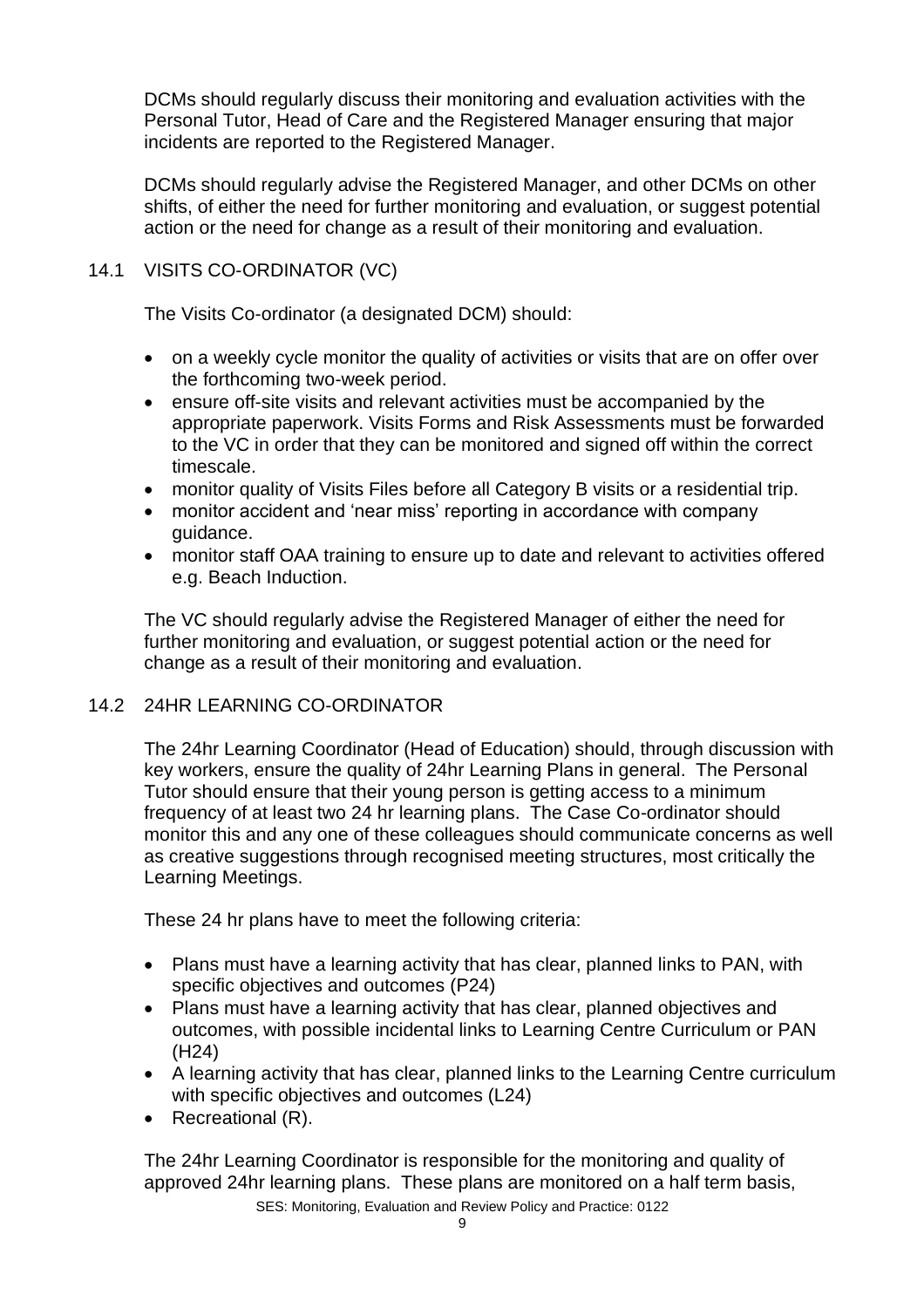DCMs should regularly discuss their monitoring and evaluation activities with the Personal Tutor, Head of Care and the Registered Manager ensuring that major incidents are reported to the Registered Manager.

DCMs should regularly advise the Registered Manager, and other DCMs on other shifts, of either the need for further monitoring and evaluation, or suggest potential action or the need for change as a result of their monitoring and evaluation.

## 14.1 VISITS CO-ORDINATOR (VC)

The Visits Co-ordinator (a designated DCM) should:

- on a weekly cycle monitor the quality of activities or visits that are on offer over the forthcoming two-week period.
- ensure off-site visits and relevant activities must be accompanied by the appropriate paperwork. Visits Forms and Risk Assessments must be forwarded to the VC in order that they can be monitored and signed off within the correct timescale.
- monitor quality of Visits Files before all Category B visits or a residential trip.
- monitor accident and 'near miss' reporting in accordance with company guidance.
- monitor staff OAA training to ensure up to date and relevant to activities offered e.g. Beach Induction.

The VC should regularly advise the Registered Manager of either the need for further monitoring and evaluation, or suggest potential action or the need for change as a result of their monitoring and evaluation.

## 14.2 24HR LEARNING CO-ORDINATOR

The 24hr Learning Coordinator (Head of Education) should, through discussion with key workers, ensure the quality of 24hr Learning Plans in general. The Personal Tutor should ensure that their young person is getting access to a minimum frequency of at least two 24 hr learning plans. The Case Co-ordinator should monitor this and any one of these colleagues should communicate concerns as well as creative suggestions through recognised meeting structures, most critically the Learning Meetings.

These 24 hr plans have to meet the following criteria:

- Plans must have a learning activity that has clear, planned links to PAN, with specific objectives and outcomes (P24)
- Plans must have a learning activity that has clear, planned objectives and outcomes, with possible incidental links to Learning Centre Curriculum or PAN (H24)
- A learning activity that has clear, planned links to the Learning Centre curriculum with specific objectives and outcomes (L24)
- Recreational (R).

The 24hr Learning Coordinator is responsible for the monitoring and quality of approved 24hr learning plans. These plans are monitored on a half term basis,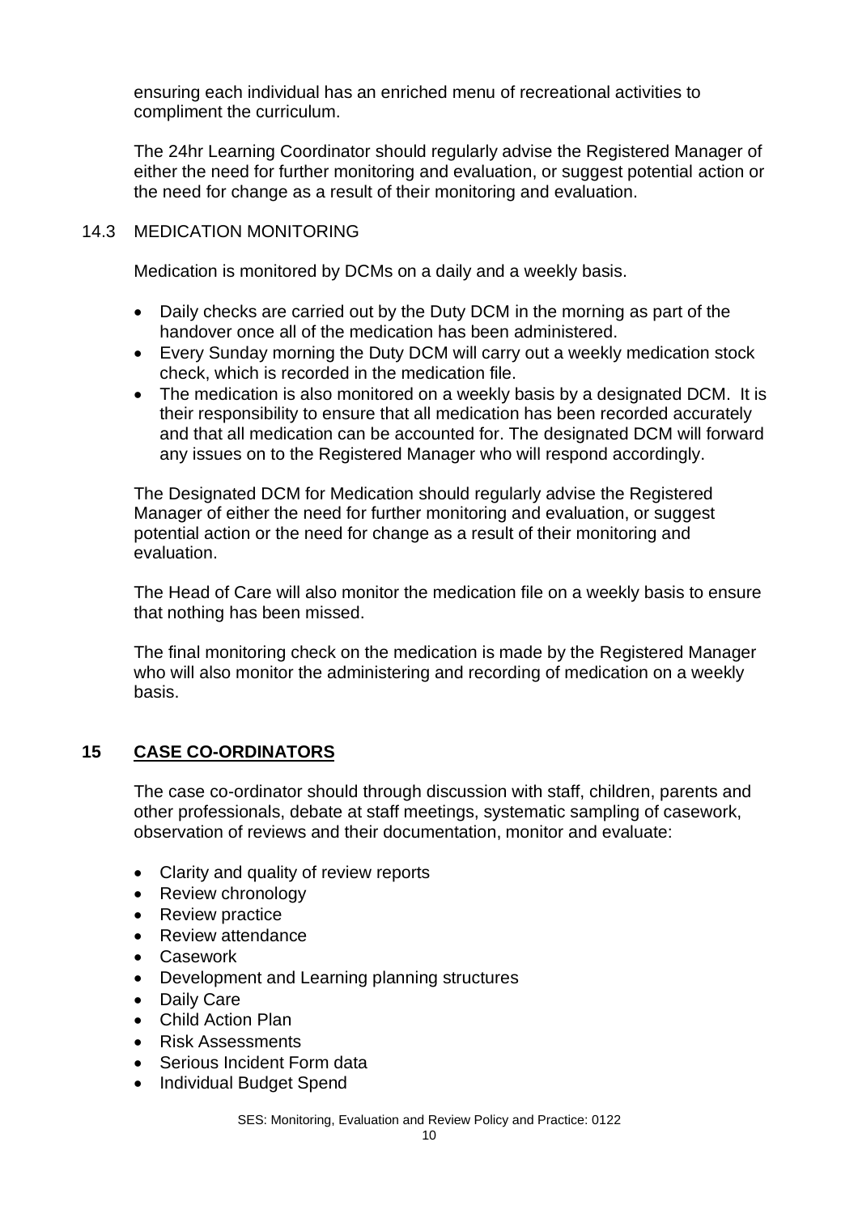ensuring each individual has an enriched menu of recreational activities to compliment the curriculum.

The 24hr Learning Coordinator should regularly advise the Registered Manager of either the need for further monitoring and evaluation, or suggest potential action or the need for change as a result of their monitoring and evaluation.

### 14.3 MEDICATION MONITORING

Medication is monitored by DCMs on a daily and a weekly basis.

- Daily checks are carried out by the Duty DCM in the morning as part of the handover once all of the medication has been administered.
- Every Sunday morning the Duty DCM will carry out a weekly medication stock check, which is recorded in the medication file.
- The medication is also monitored on a weekly basis by a designated DCM. It is their responsibility to ensure that all medication has been recorded accurately and that all medication can be accounted for. The designated DCM will forward any issues on to the Registered Manager who will respond accordingly.

The Designated DCM for Medication should regularly advise the Registered Manager of either the need for further monitoring and evaluation, or suggest potential action or the need for change as a result of their monitoring and evaluation.

The Head of Care will also monitor the medication file on a weekly basis to ensure that nothing has been missed.

The final monitoring check on the medication is made by the Registered Manager who will also monitor the administering and recording of medication on a weekly basis.

## 15 CASE CO-ORDINATORS

The case co-ordinator should through discussion with staff, children, parents and other professionals, debate at staff meetings, systematic sampling of casework, observation of reviews and their documentation, monitor and evaluate:

- Clarity and quality of review reports
- Review chronology
- Review practice
- Review attendance
- Casework
- Development and Learning planning structures
- Daily Care
- Child Action Plan
- Risk Assessments
- Serious Incident Form data
- Individual Budget Spend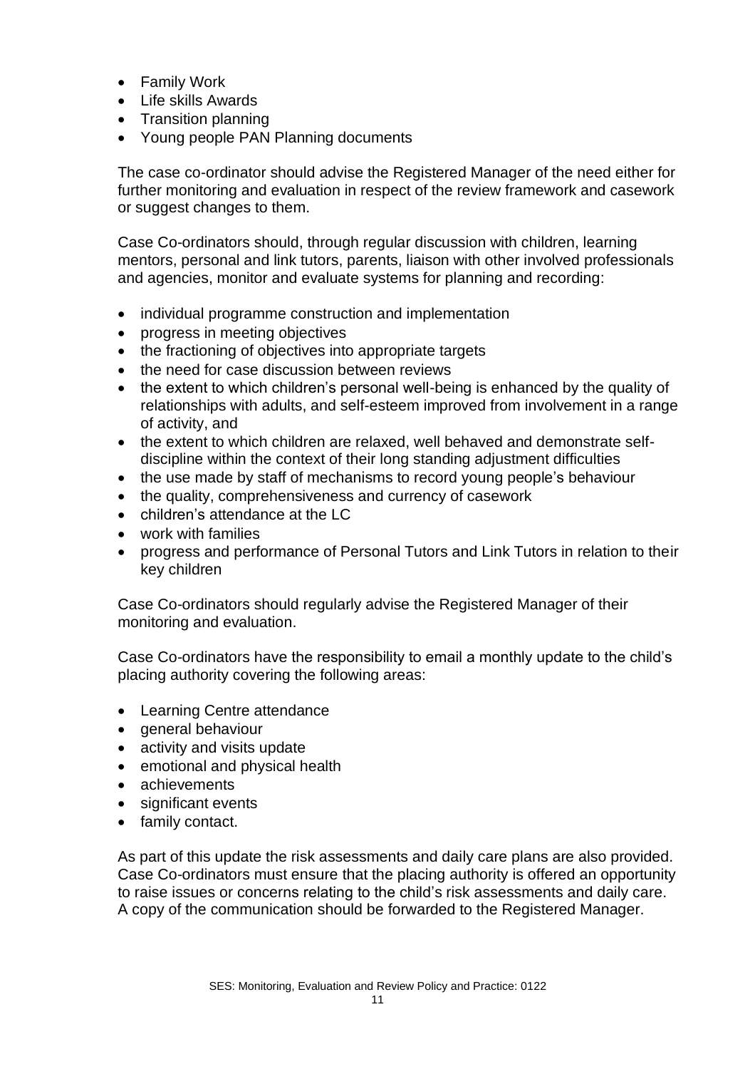- Family Work
- Life skills Awards
- Transition planning
- Young people PAN Planning documents

The case co-ordinator should advise the Registered Manager of the need either for further monitoring and evaluation in respect of the review framework and casework or suggest changes to them.

Case Co-ordinators should, through regular discussion with children, learning mentors, personal and link tutors, parents, liaison with other involved professionals and agencies, monitor and evaluate systems for planning and recording:

- individual programme construction and implementation
- progress in meeting objectives
- the fractioning of objectives into appropriate targets
- the need for case discussion between reviews
- the extent to which children's personal well-being is enhanced by the quality of relationships with adults, and self-esteem improved from involvement in a range of activity, and
- the extent to which children are relaxed, well behaved and demonstrate self-discipline within the context of their long standing adjustment difficulties
- the use made by staff of mechanisms to record young people's behaviour
- the quality, comprehensiveness and currency of casework
- children's attendance at the LC
- work with families
- progress and performance of Personal Tutors and Link Tutors in relation to their key children

Case Co-ordinators should regularly advise the Registered Manager of their monitoring and evaluation.

Case Co-ordinators have the responsibility to email a monthly update to the child's placing authority covering the following areas:

- Learning Centre attendance
- general behaviour
- activity and visits update
- emotional and physical health
- achievements
- significant events
- family contact.

As part of this update the risk assessments and daily care plans are also provided. Case Co-ordinators must ensure that the placing authority is offered an opportunity to raise issues or concerns relating to the child's risk assessments and daily care. A copy of the communication should be forwarded to the Registered Manager.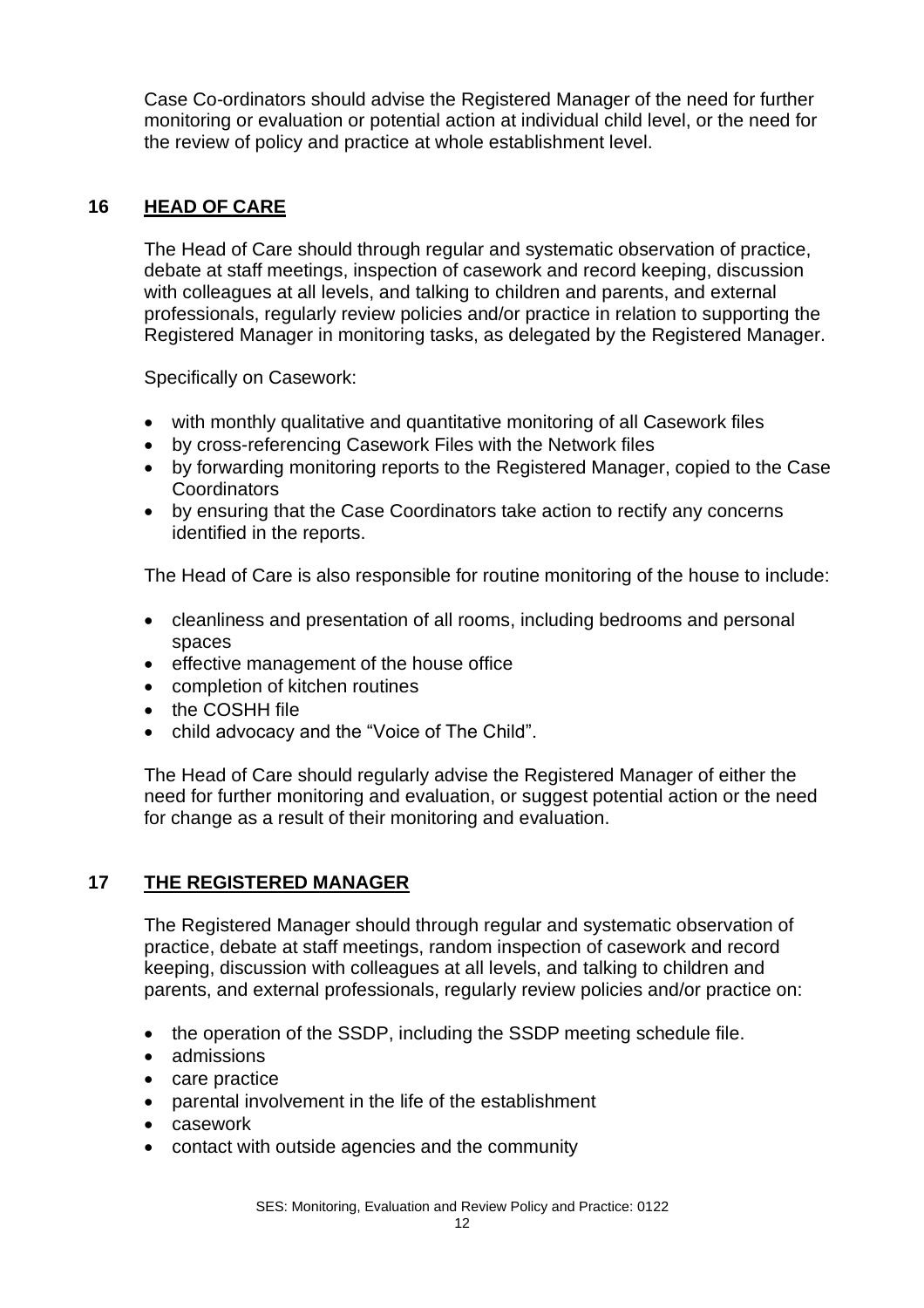Case Co-ordinators should advise the Registered Manager of the need for further monitoring or evaluation or potential action at individual child level, or the need for the review of policy and practice at whole establishment level.

## 16 HEAD OF CARE

The Head of Care should through regular and systematic observation of practice, debate at staff meetings, inspection of casework and record keeping, discussion with colleagues at all levels, and talking to children and parents, and external professionals, regularly review policies and/or practice in relation to supporting the Registered Manager in monitoring tasks, as delegated by the Registered Manager.

Specifically on Casework:

- with monthly qualitative and quantitative monitoring of all Casework files
- by cross-referencing Casework Files with the Network files
- by forwarding monitoring reports to the Registered Manager, copied to the Case Coordinators
- by ensuring that the Case Coordinators take action to rectify any concerns identified in the reports.

The Head of Care is also responsible for routine monitoring of the house to include:

- cleanliness and presentation of all rooms, including bedrooms and personal spaces
- effective management of the house office
- completion of kitchen routines
- the COSHH file
- child advocacy and the "Voice of The Child".

The Head of Care should regularly advise the Registered Manager of either the need for further monitoring and evaluation, or suggest potential action or the need for change as a result of their monitoring and evaluation.

## 17 THE REGISTERED MANAGER

The Registered Manager should through regular and systematic observation of practice, debate at staff meetings, random inspection of casework and record keeping, discussion with colleagues at all levels, and talking to children and parents, and external professionals, regularly review policies and/or practice on:

- the operation of the SSDP, including the SSDP meeting schedule file.
- admissions
- care practice
- parental involvement in the life of the establishment
- casework
- contact with outside agencies and the community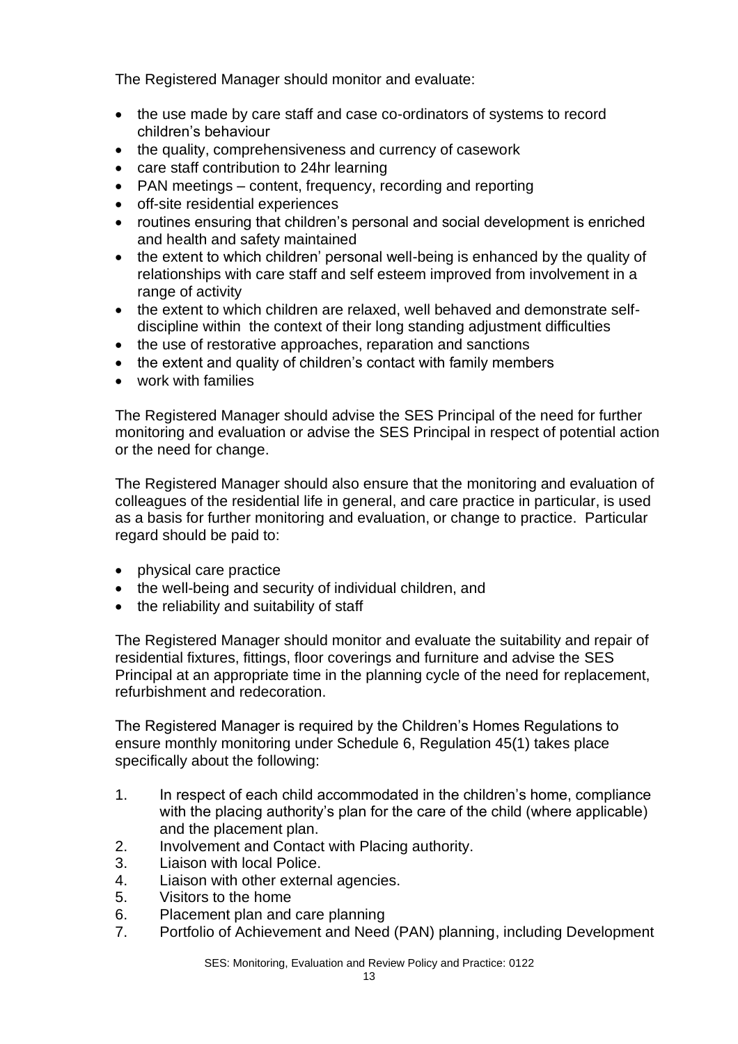The Registered Manager should monitor and evaluate:

- the use made by care staff and case co-ordinators of systems to record children's behaviour
- the quality, comprehensiveness and currency of casework
- care staff contribution to 24hr learning
- PAN meetings – content, frequency, recording and reporting
- off-site residential experiences
- routines ensuring that children's personal and social development is enriched and health and safety maintained
- the extent to which children' personal well-being is enhanced by the quality of relationships with care staff and self esteem improved from involvement in a range of activity
- the extent to which children are relaxed, well behaved and demonstrate self-discipline within the context of their long standing adjustment difficulties
- the use of restorative approaches, reparation and sanctions
- the extent and quality of children's contact with family members
- work with families

The Registered Manager should advise the SES Principal of the need for further monitoring and evaluation or advise the SES Principal in respect of potential action or the need for change.

The Registered Manager should also ensure that the monitoring and evaluation of colleagues of the residential life in general, and care practice in particular, is used as a basis for further monitoring and evaluation, or change to practice. Particular regard should be paid to:

- physical care practice
- the well-being and security of individual children, and
- the reliability and suitability of staff

The Registered Manager should monitor and evaluate the suitability and repair of residential fixtures, fittings, floor coverings and furniture and advise the SES Principal at an appropriate time in the planning cycle of the need for replacement, refurbishment and redecoration.

The Registered Manager is required by the Children's Homes Regulations to ensure monthly monitoring under Schedule 6, Regulation 45(1) takes place specifically about the following:

1. In respect of each child accommodated in the children's home, compliance with the placing authority's plan for the care of the child (where applicable) and the placement plan.
2. Involvement and Contact with Placing authority.
3. Liaison with local Police.
4. Liaison with other external agencies.
5. Visitors to the home
6. Placement plan and care planning
7. Portfolio of Achievement and Need (PAN) planning, including Development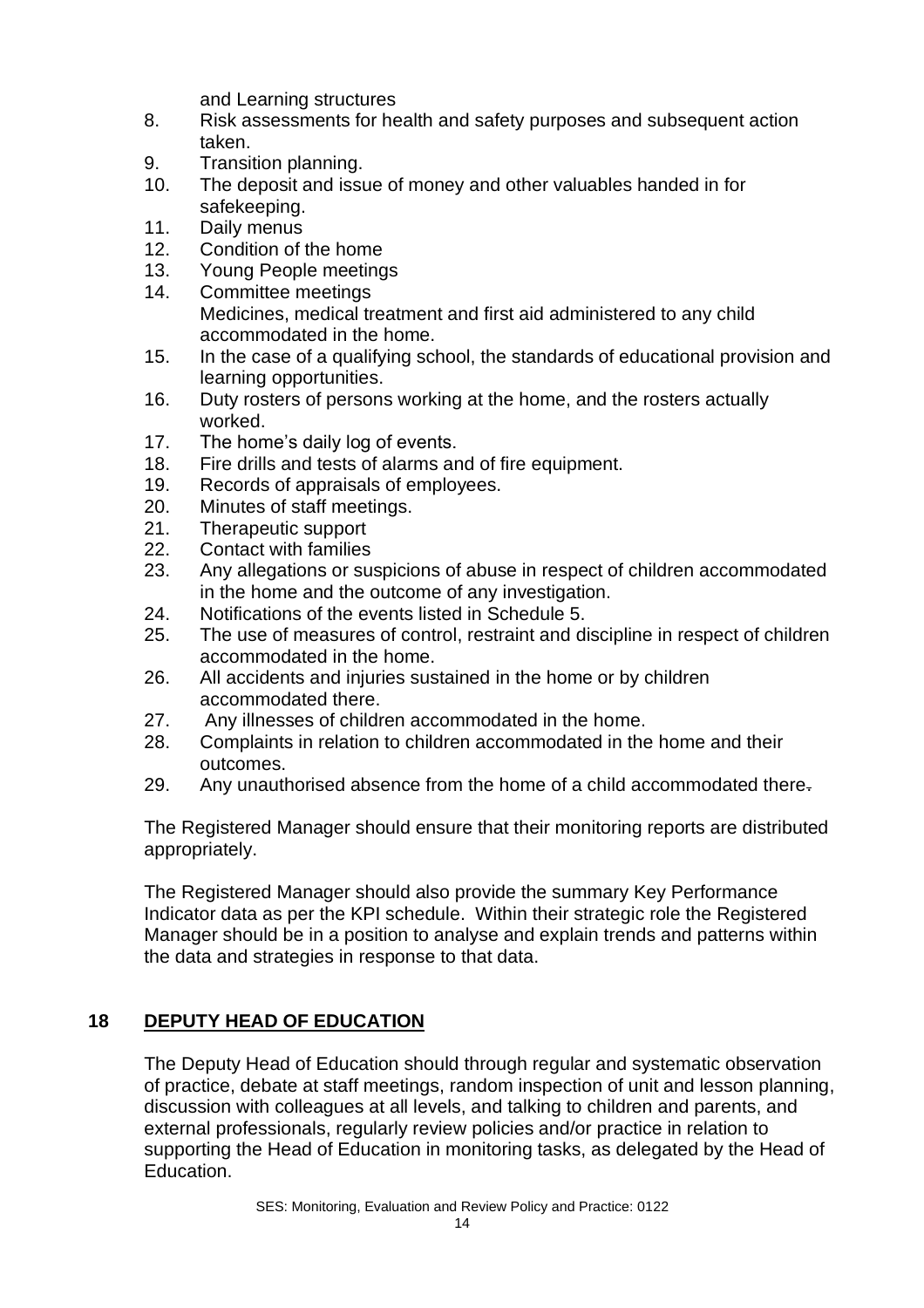and Learning structures

8. Risk assessments for health and safety purposes and subsequent action taken.
9. Transition planning.
10. The deposit and issue of money and other valuables handed in for safekeeping.
11. Daily menus
12. Condition of the home
13. Young People meetings
14. Committee meetings
    Medicines, medical treatment and first aid administered to any child accommodated in the home.
15. In the case of a qualifying school, the standards of educational provision and learning opportunities.
16. Duty rosters of persons working at the home, and the rosters actually worked.
17. The home's daily log of events.
18. Fire drills and tests of alarms and of fire equipment.
19. Records of appraisals of employees.
20. Minutes of staff meetings.
21. Therapeutic support
22. Contact with families
23. Any allegations or suspicions of abuse in respect of children accommodated in the home and the outcome of any investigation.
24. Notifications of the events listed in Schedule 5.
25. The use of measures of control, restraint and discipline in respect of children accommodated in the home.
26. All accidents and injuries sustained in the home or by children accommodated there.
27. Any illnesses of children accommodated in the home.
28. Complaints in relation to children accommodated in the home and their outcomes.
29. Any unauthorised absence from the home of a child accommodated there.

The Registered Manager should ensure that their monitoring reports are distributed appropriately.

The Registered Manager should also provide the summary Key Performance Indicator data as per the KPI schedule. Within their strategic role the Registered Manager should be in a position to analyse and explain trends and patterns within the data and strategies in response to that data.

## 18 DEPUTY HEAD OF EDUCATION

The Deputy Head of Education should through regular and systematic observation of practice, debate at staff meetings, random inspection of unit and lesson planning, discussion with colleagues at all levels, and talking to children and parents, and external professionals, regularly review policies and/or practice in relation to supporting the Head of Education in monitoring tasks, as delegated by the Head of Education.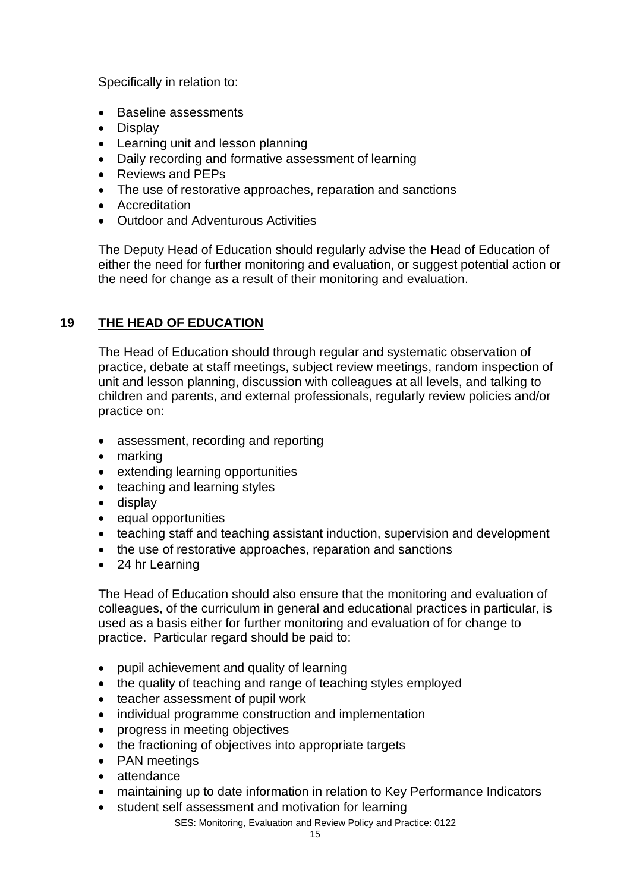Specifically in relation to:

- Baseline assessments
- Display
- Learning unit and lesson planning
- Daily recording and formative assessment of learning
- Reviews and PEPs
- The use of restorative approaches, reparation and sanctions
- Accreditation
- Outdoor and Adventurous Activities

The Deputy Head of Education should regularly advise the Head of Education of either the need for further monitoring and evaluation, or suggest potential action or the need for change as a result of their monitoring and evaluation.

## 19 THE HEAD OF EDUCATION

The Head of Education should through regular and systematic observation of practice, debate at staff meetings, subject review meetings, random inspection of unit and lesson planning, discussion with colleagues at all levels, and talking to children and parents, and external professionals, regularly review policies and/or practice on:

- assessment, recording and reporting
- marking
- extending learning opportunities
- teaching and learning styles
- display
- equal opportunities
- teaching staff and teaching assistant induction, supervision and development
- the use of restorative approaches, reparation and sanctions
- 24 hr Learning

The Head of Education should also ensure that the monitoring and evaluation of colleagues, of the curriculum in general and educational practices in particular, is used as a basis either for further monitoring and evaluation of for change to practice. Particular regard should be paid to:

- pupil achievement and quality of learning
- the quality of teaching and range of teaching styles employed
- teacher assessment of pupil work
- individual programme construction and implementation
- progress in meeting objectives
- the fractioning of objectives into appropriate targets
- PAN meetings
- attendance
- maintaining up to date information in relation to Key Performance Indicators
- student self assessment and motivation for learning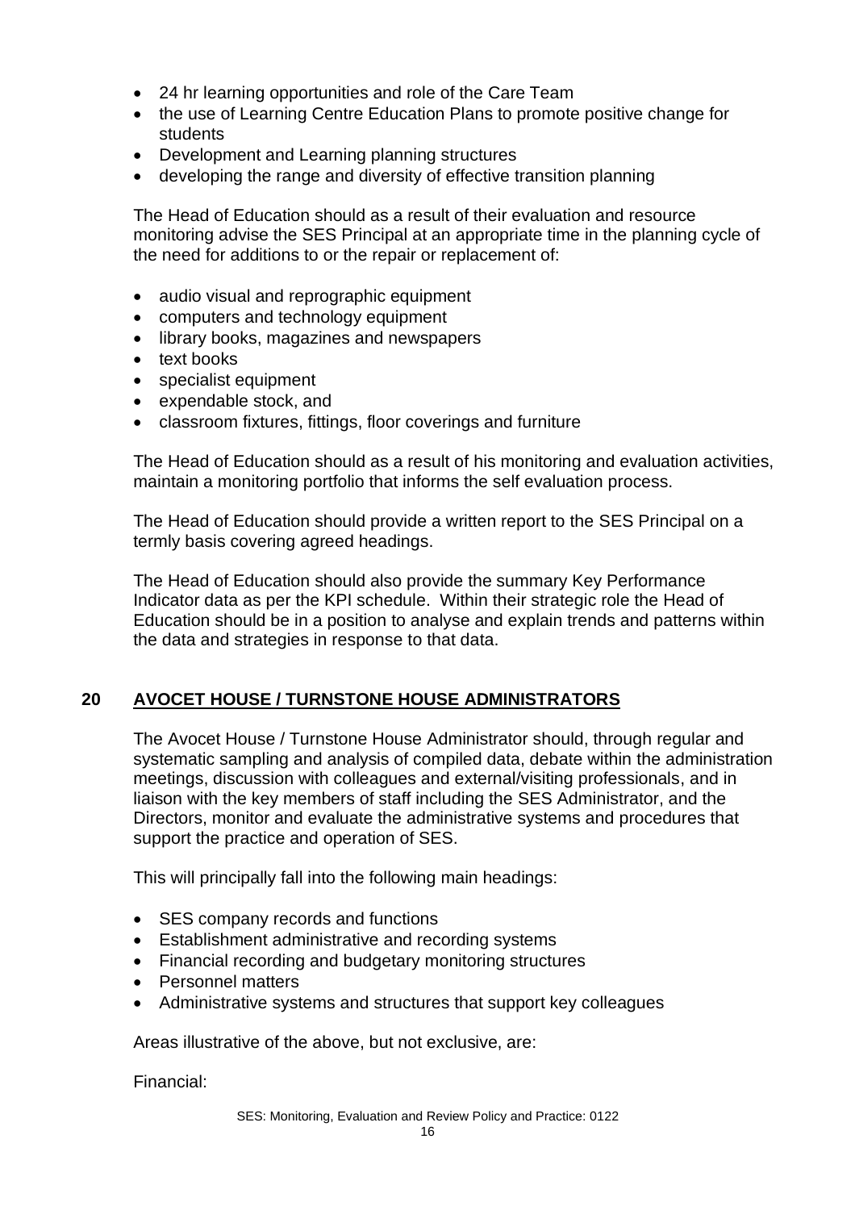- 24 hr learning opportunities and role of the Care Team
- the use of Learning Centre Education Plans to promote positive change for students
- Development and Learning planning structures
- developing the range and diversity of effective transition planning

The Head of Education should as a result of their evaluation and resource monitoring advise the SES Principal at an appropriate time in the planning cycle of the need for additions to or the repair or replacement of:

- audio visual and reprographic equipment
- computers and technology equipment
- library books, magazines and newspapers
- text books
- specialist equipment
- expendable stock, and
- classroom fixtures, fittings, floor coverings and furniture

The Head of Education should as a result of his monitoring and evaluation activities, maintain a monitoring portfolio that informs the self evaluation process.

The Head of Education should provide a written report to the SES Principal on a termly basis covering agreed headings.

The Head of Education should also provide the summary Key Performance Indicator data as per the KPI schedule. Within their strategic role the Head of Education should be in a position to analyse and explain trends and patterns within the data and strategies in response to that data.

## 20 AVOCET HOUSE / TURNSTONE HOUSE ADMINISTRATORS

The Avocet House / Turnstone House Administrator should, through regular and systematic sampling and analysis of compiled data, debate within the administration meetings, discussion with colleagues and external/visiting professionals, and in liaison with the key members of staff including the SES Administrator, and the Directors, monitor and evaluate the administrative systems and procedures that support the practice and operation of SES.

This will principally fall into the following main headings:

- SES company records and functions
- Establishment administrative and recording systems
- Financial recording and budgetary monitoring structures
- Personnel matters
- Administrative systems and structures that support key colleagues

Areas illustrative of the above, but not exclusive, are:

Financial: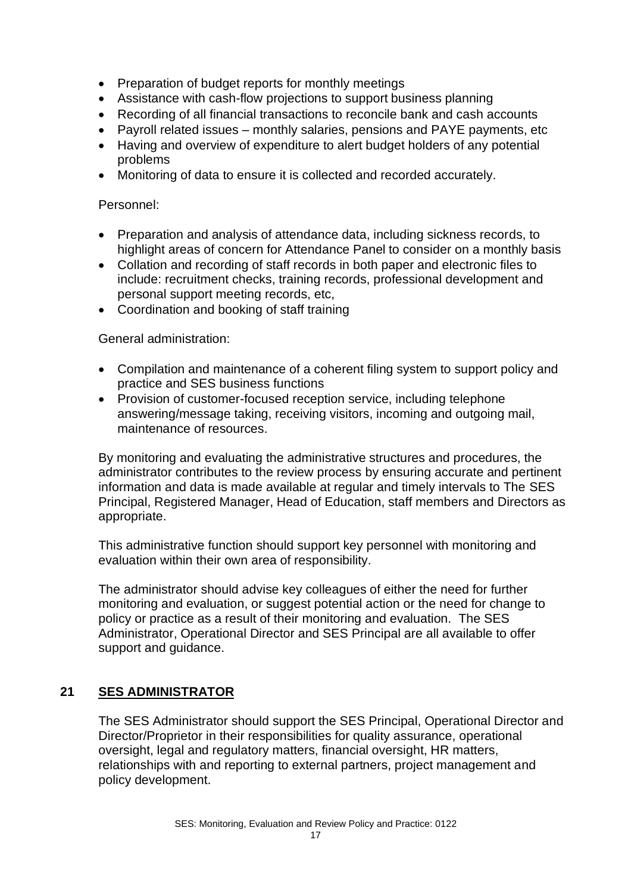- Preparation of budget reports for monthly meetings
- Assistance with cash-flow projections to support business planning
- Recording of all financial transactions to reconcile bank and cash accounts
- Payroll related issues – monthly salaries, pensions and PAYE payments, etc
- Having and overview of expenditure to alert budget holders of any potential problems
- Monitoring of data to ensure it is collected and recorded accurately.

Personnel:

- Preparation and analysis of attendance data, including sickness records, to highlight areas of concern for Attendance Panel to consider on a monthly basis
- Collation and recording of staff records in both paper and electronic files to include: recruitment checks, training records, professional development and personal support meeting records, etc,
- Coordination and booking of staff training

General administration:

- Compilation and maintenance of a coherent filing system to support policy and practice and SES business functions
- Provision of customer-focused reception service, including telephone answering/message taking, receiving visitors, incoming and outgoing mail, maintenance of resources.

By monitoring and evaluating the administrative structures and procedures, the administrator contributes to the review process by ensuring accurate and pertinent information and data is made available at regular and timely intervals to The SES Principal, Registered Manager, Head of Education, staff members and Directors as appropriate.

This administrative function should support key personnel with monitoring and evaluation within their own area of responsibility.

The administrator should advise key colleagues of either the need for further monitoring and evaluation, or suggest potential action or the need for change to policy or practice as a result of their monitoring and evaluation. The SES Administrator, Operational Director and SES Principal are all available to offer support and guidance.

## 21 SES ADMINISTRATOR

The SES Administrator should support the SES Principal, Operational Director and Director/Proprietor in their responsibilities for quality assurance, operational oversight, legal and regulatory matters, financial oversight, HR matters, relationships with and reporting to external partners, project management and policy development.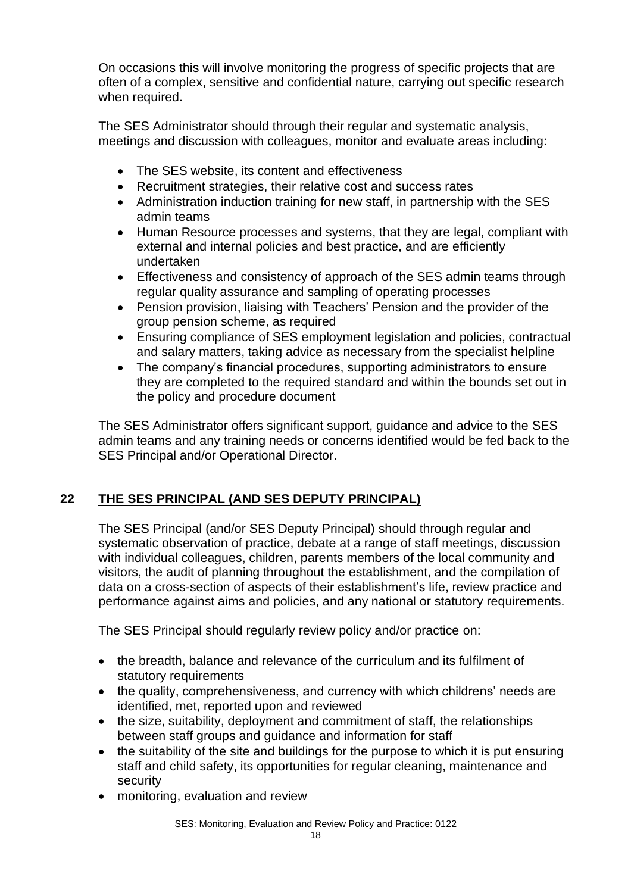On occasions this will involve monitoring the progress of specific projects that are often of a complex, sensitive and confidential nature, carrying out specific research when required.

The SES Administrator should through their regular and systematic analysis, meetings and discussion with colleagues, monitor and evaluate areas including:

- The SES website, its content and effectiveness
- Recruitment strategies, their relative cost and success rates
- Administration induction training for new staff, in partnership with the SES admin teams
- Human Resource processes and systems, that they are legal, compliant with external and internal policies and best practice, and are efficiently undertaken
- Effectiveness and consistency of approach of the SES admin teams through regular quality assurance and sampling of operating processes
- Pension provision, liaising with Teachers' Pension and the provider of the group pension scheme, as required
- Ensuring compliance of SES employment legislation and policies, contractual and salary matters, taking advice as necessary from the specialist helpline
- The company's financial procedures, supporting administrators to ensure they are completed to the required standard and within the bounds set out in the policy and procedure document

The SES Administrator offers significant support, guidance and advice to the SES admin teams and any training needs or concerns identified would be fed back to the SES Principal and/or Operational Director.

## 22 THE SES PRINCIPAL (AND SES DEPUTY PRINCIPAL)

The SES Principal (and/or SES Deputy Principal) should through regular and systematic observation of practice, debate at a range of staff meetings, discussion with individual colleagues, children, parents members of the local community and visitors, the audit of planning throughout the establishment, and the compilation of data on a cross-section of aspects of their establishment's life, review practice and performance against aims and policies, and any national or statutory requirements.

The SES Principal should regularly review policy and/or practice on:

- the breadth, balance and relevance of the curriculum and its fulfilment of statutory requirements
- the quality, comprehensiveness, and currency with which childrens' needs are identified, met, reported upon and reviewed
- the size, suitability, deployment and commitment of staff, the relationships between staff groups and guidance and information for staff
- the suitability of the site and buildings for the purpose to which it is put ensuring staff and child safety, its opportunities for regular cleaning, maintenance and security
- monitoring, evaluation and review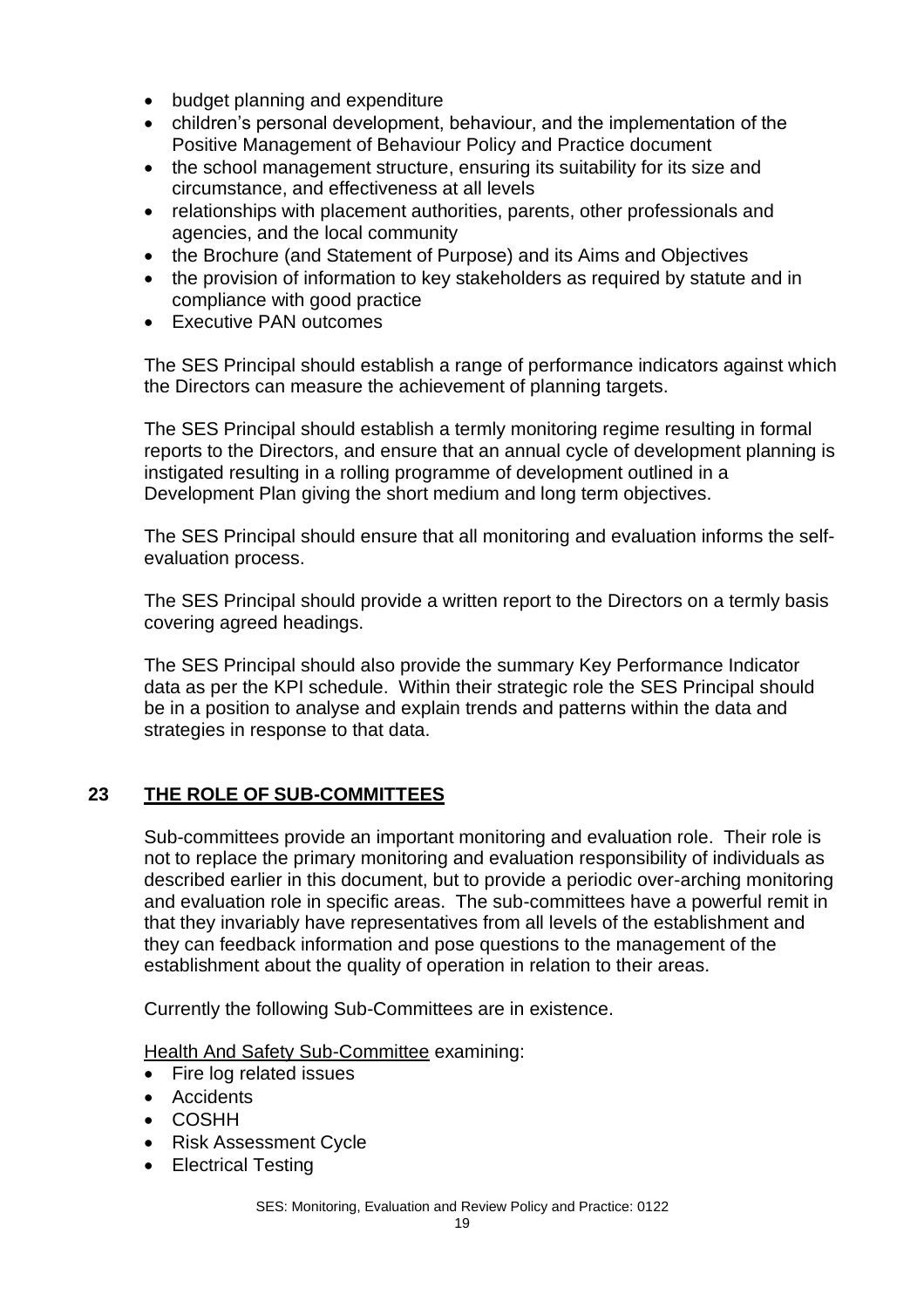- budget planning and expenditure
- children's personal development, behaviour, and the implementation of the Positive Management of Behaviour Policy and Practice document
- the school management structure, ensuring its suitability for its size and circumstance, and effectiveness at all levels
- relationships with placement authorities, parents, other professionals and agencies, and the local community
- the Brochure (and Statement of Purpose) and its Aims and Objectives
- the provision of information to key stakeholders as required by statute and in compliance with good practice
- Executive PAN outcomes

The SES Principal should establish a range of performance indicators against which the Directors can measure the achievement of planning targets.

The SES Principal should establish a termly monitoring regime resulting in formal reports to the Directors, and ensure that an annual cycle of development planning is instigated resulting in a rolling programme of development outlined in a Development Plan giving the short medium and long term objectives.

The SES Principal should ensure that all monitoring and evaluation informs the self-evaluation process.

The SES Principal should provide a written report to the Directors on a termly basis covering agreed headings.

The SES Principal should also provide the summary Key Performance Indicator data as per the KPI schedule. Within their strategic role the SES Principal should be in a position to analyse and explain trends and patterns within the data and strategies in response to that data.

## 23 THE ROLE OF SUB-COMMITTEES

Sub-committees provide an important monitoring and evaluation role. Their role is not to replace the primary monitoring and evaluation responsibility of individuals as described earlier in this document, but to provide a periodic over-arching monitoring and evaluation role in specific areas. The sub-committees have a powerful remit in that they invariably have representatives from all levels of the establishment and they can feedback information and pose questions to the management of the establishment about the quality of operation in relation to their areas.

Currently the following Sub-Committees are in existence.

Health And Safety Sub-Committee examining:

- Fire log related issues
- Accidents
- COSHH
- Risk Assessment Cycle
- Electrical Testing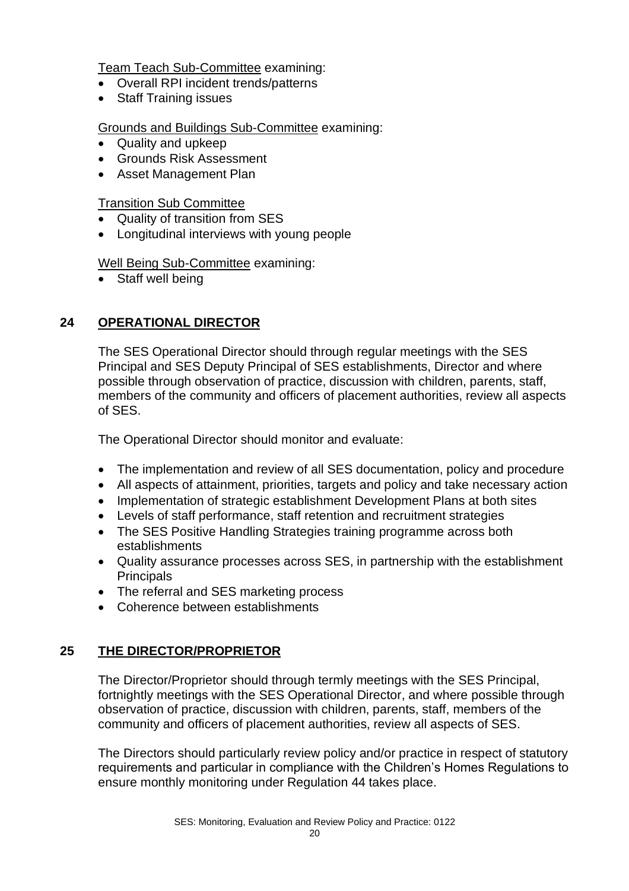Team Teach Sub-Committee examining:

- Overall RPI incident trends/patterns
- Staff Training issues

Grounds and Buildings Sub-Committee examining:

- Quality and upkeep
- Grounds Risk Assessment
- Asset Management Plan

Transition Sub Committee

- Quality of transition from SES
- Longitudinal interviews with young people

Well Being Sub-Committee examining:

- Staff well being

## 24 OPERATIONAL DIRECTOR

The SES Operational Director should through regular meetings with the SES Principal and SES Deputy Principal of SES establishments, Director and where possible through observation of practice, discussion with children, parents, staff, members of the community and officers of placement authorities, review all aspects of SES.

The Operational Director should monitor and evaluate:

- The implementation and review of all SES documentation, policy and procedure
- All aspects of attainment, priorities, targets and policy and take necessary action
- Implementation of strategic establishment Development Plans at both sites
- Levels of staff performance, staff retention and recruitment strategies
- The SES Positive Handling Strategies training programme across both establishments
- Quality assurance processes across SES, in partnership with the establishment Principals
- The referral and SES marketing process
- Coherence between establishments

## 25 THE DIRECTOR/PROPRIETOR

The Director/Proprietor should through termly meetings with the SES Principal, fortnightly meetings with the SES Operational Director, and where possible through observation of practice, discussion with children, parents, staff, members of the community and officers of placement authorities, review all aspects of SES.

The Directors should particularly review policy and/or practice in respect of statutory requirements and particular in compliance with the Children's Homes Regulations to ensure monthly monitoring under Regulation 44 takes place.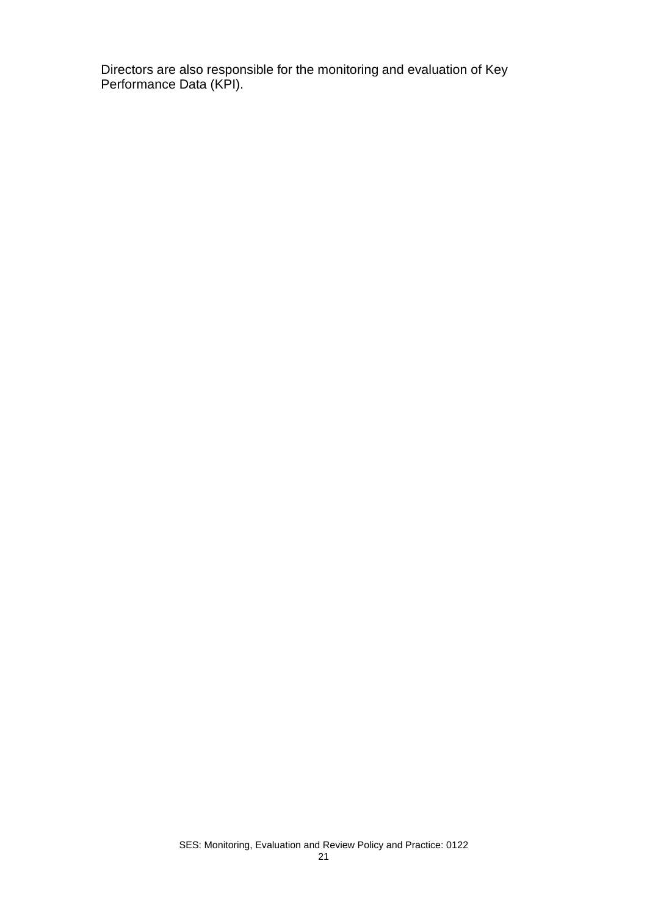Directors are also responsible for the monitoring and evaluation of Key Performance Data (KPI).